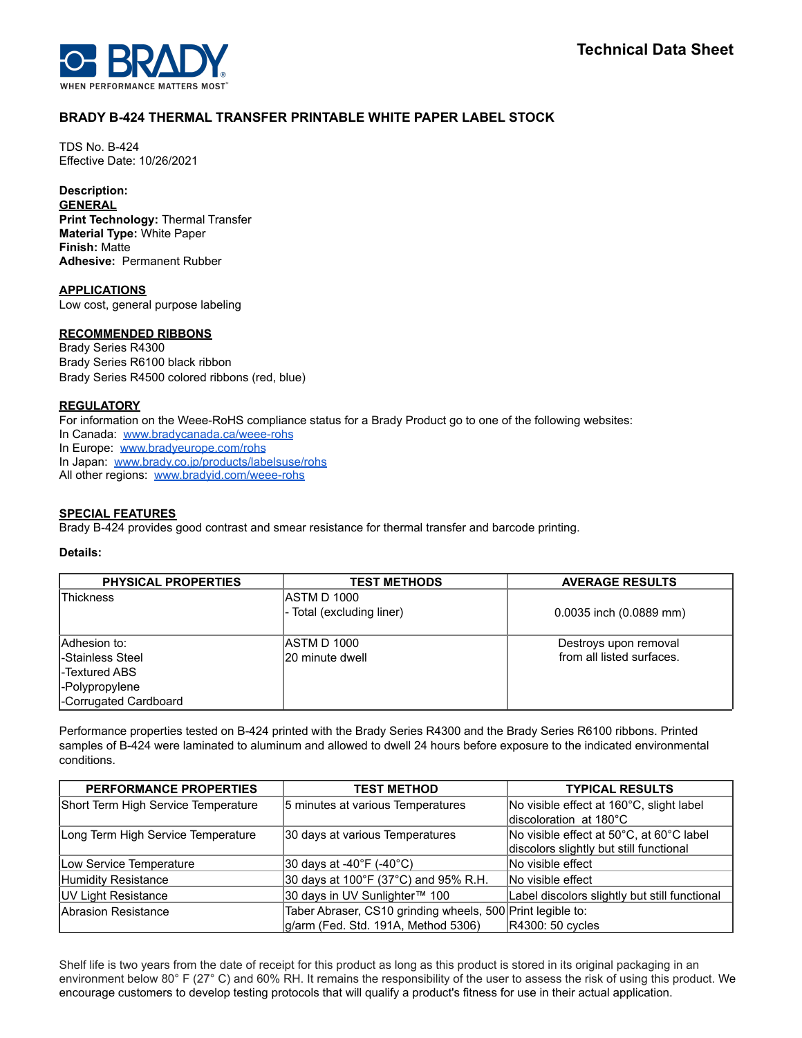# Technical Data Sheet

## BRADY B-424 THERMAL TRANSFER PRINTABLE WHITE PAPER LABEL STOCK

TDS No. B-424
Effective Date: 10/26/2021

**Description:**

**GENERAL**

**Print Technology:** Thermal Transfer
**Material Type:** White Paper
**Finish:** Matte
**Adhesive:** Permanent Rubber

**APPLICATIONS**

Low cost, general purpose labeling

**RECOMMENDED RIBBONS**

Brady Series R4300
Brady Series R6100 black ribbon
Brady Series R4500 colored ribbons (red, blue)

**REGULATORY**

For information on the Weee-RoHS compliance status for a Brady Product go to one of the following websites:
In Canada: www.bradycanada.ca/weee-rohs
In Europe: www.bradyeurope.com/rohs
In Japan: www.brady.co.jp/products/labelsuse/rohs
All other regions: www.bradyid.com/weee-rohs

**SPECIAL FEATURES**

Brady B-424 provides good contrast and smear resistance for thermal transfer and barcode printing.

**Details:**

| PHYSICAL PROPERTIES | TEST METHODS | AVERAGE RESULTS |
|---|---|---|
| Thickness | ASTM D 1000<br>- Total (excluding liner) | 0.0035 inch (0.0889 mm) |
| Adhesion to:<br>-Stainless Steel<br>-Textured ABS<br>-Polypropylene<br>-Corrugated Cardboard | ASTM D 1000<br>20 minute dwell | Destroys upon removal from all listed surfaces. |

Performance properties tested on B-424 printed with the Brady Series R4300 and the Brady Series R6100 ribbons. Printed samples of B-424 were laminated to aluminum and allowed to dwell 24 hours before exposure to the indicated environmental conditions.

| PERFORMANCE PROPERTIES | TEST METHOD | TYPICAL RESULTS |
|---|---|---|
| Short Term High Service Temperature | 5 minutes at various Temperatures | No visible effect at 160°C, slight label discoloration at 180°C |
| Long Term High Service Temperature | 30 days at various Temperatures | No visible effect at 50°C, at 60°C label discolors slightly but still functional |
| Low Service Temperature | 30 days at -40°F (-40°C) | No visible effect |
| Humidity Resistance | 30 days at 100°F (37°C) and 95% R.H. | No visible effect |
| UV Light Resistance | 30 days in UV Sunlighter™ 100 | Label discolors slightly but still functional |
| Abrasion Resistance | Taber Abraser, CS10 grinding wheels, 500 g/arm (Fed. Std. 191A, Method 5306) | Print legible to:<br>R4300: 50 cycles |

Shelf life is two years from the date of receipt for this product as long as this product is stored in its original packaging in an environment below 80° F (27° C) and 60% RH. It remains the responsibility of the user to assess the risk of using this product. We encourage customers to develop testing protocols that will qualify a product's fitness for use in their actual application.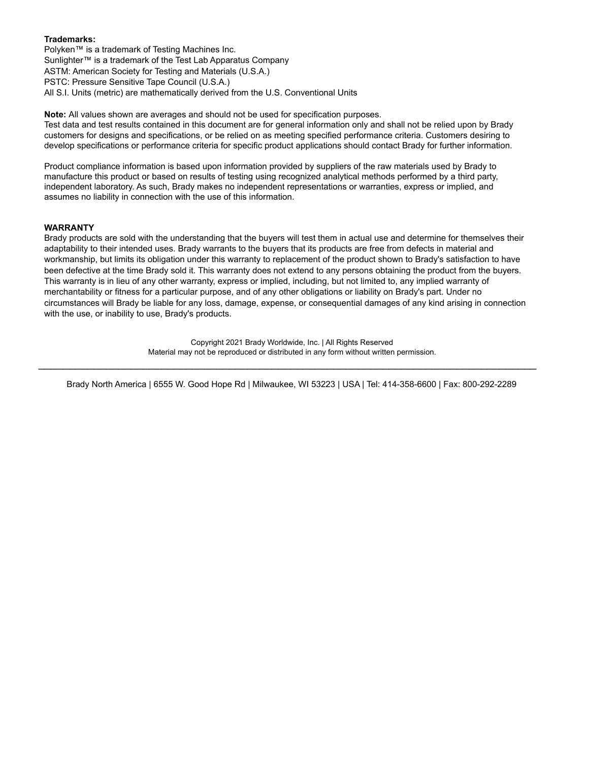**Trademarks:**
Polyken™ is a trademark of Testing Machines Inc.
Sunlighter™ is a trademark of the Test Lab Apparatus Company
ASTM: American Society for Testing and Materials (U.S.A.)
PSTC: Pressure Sensitive Tape Council (U.S.A.)
All S.I. Units (metric) are mathematically derived from the U.S. Conventional Units

**Note:** All values shown are averages and should not be used for specification purposes.
Test data and test results contained in this document are for general information only and shall not be relied upon by Brady customers for designs and specifications, or be relied on as meeting specified performance criteria. Customers desiring to develop specifications or performance criteria for specific product applications should contact Brady for further information.

Product compliance information is based upon information provided by suppliers of the raw materials used by Brady to manufacture this product or based on results of testing using recognized analytical methods performed by a third party, independent laboratory. As such, Brady makes no independent representations or warranties, express or implied, and assumes no liability in connection with the use of this information.

**WARRANTY**
Brady products are sold with the understanding that the buyers will test them in actual use and determine for themselves their adaptability to their intended uses. Brady warrants to the buyers that its products are free from defects in material and workmanship, but limits its obligation under this warranty to replacement of the product shown to Brady's satisfaction to have been defective at the time Brady sold it. This warranty does not extend to any persons obtaining the product from the buyers. This warranty is in lieu of any other warranty, express or implied, including, but not limited to, any implied warranty of merchantability or fitness for a particular purpose, and of any other obligations or liability on Brady's part. Under no circumstances will Brady be liable for any loss, damage, expense, or consequential damages of any kind arising in connection with the use, or inability to use, Brady's products.

Copyright 2021 Brady Worldwide, Inc. | All Rights Reserved
Material may not be reproduced or distributed in any form without written permission.

---

Brady North America | 6555 W. Good Hope Rd | Milwaukee, WI 53223 | USA | Tel: 414-358-6600 | Fax: 800-292-2289